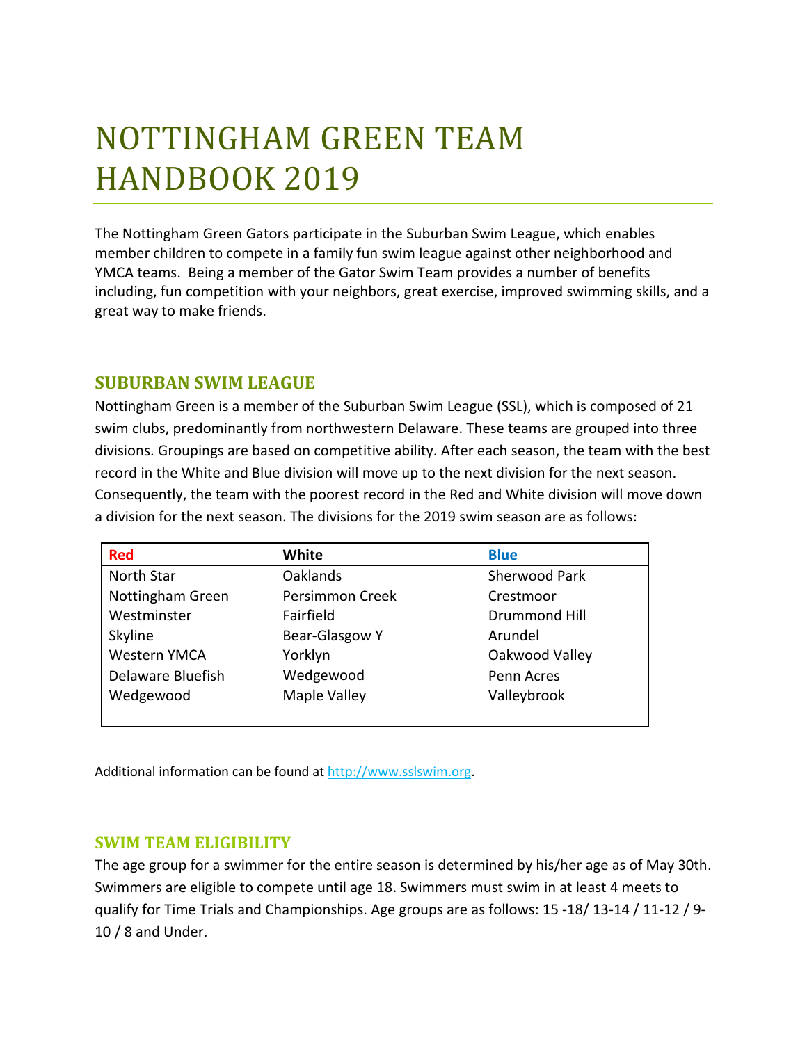# NOTTINGHAM GREEN TEAM HANDBOOK 2019

The Nottingham Green Gators participate in the Suburban Swim League, which enables member children to compete in a family fun swim league against other neighborhood and YMCA teams. Being a member of the Gator Swim Team provides a number of benefits including, fun competition with your neighbors, great exercise, improved swimming skills, and a great way to make friends.

## SUBURBAN SWIM LEAGUE

Nottingham Green is a member of the Suburban Swim League (SSL), which is composed of 21 swim clubs, predominantly from northwestern Delaware. These teams are grouped into three divisions. Groupings are based on competitive ability. After each season, the team with the best record in the White and Blue division will move up to the next division for the next season. Consequently, the team with the poorest record in the Red and White division will move down a division for the next season. The divisions for the 2019 swim season are as follows:

| Red | White | Blue |
|---|---|---|
| North Star | Oaklands | Sherwood Park |
| Nottingham Green | Persimmon Creek | Crestmoor |
| Westminster | Fairfield | Drummond Hill |
| Skyline | Bear-Glasgow Y | Arundel |
| Western YMCA | Yorklyn | Oakwood Valley |
| Delaware Bluefish | Wedgewood | Penn Acres |
| Wedgewood | Maple Valley | Valleybrook |

Additional information can be found at http://www.sslswim.org.

## SWIM TEAM ELIGIBILITY

The age group for a swimmer for the entire season is determined by his/her age as of May 30th. Swimmers are eligible to compete until age 18. Swimmers must swim in at least 4 meets to qualify for Time Trials and Championships. Age groups are as follows: 15 -18/ 13-14 / 11-12 / 9-10 / 8 and Under.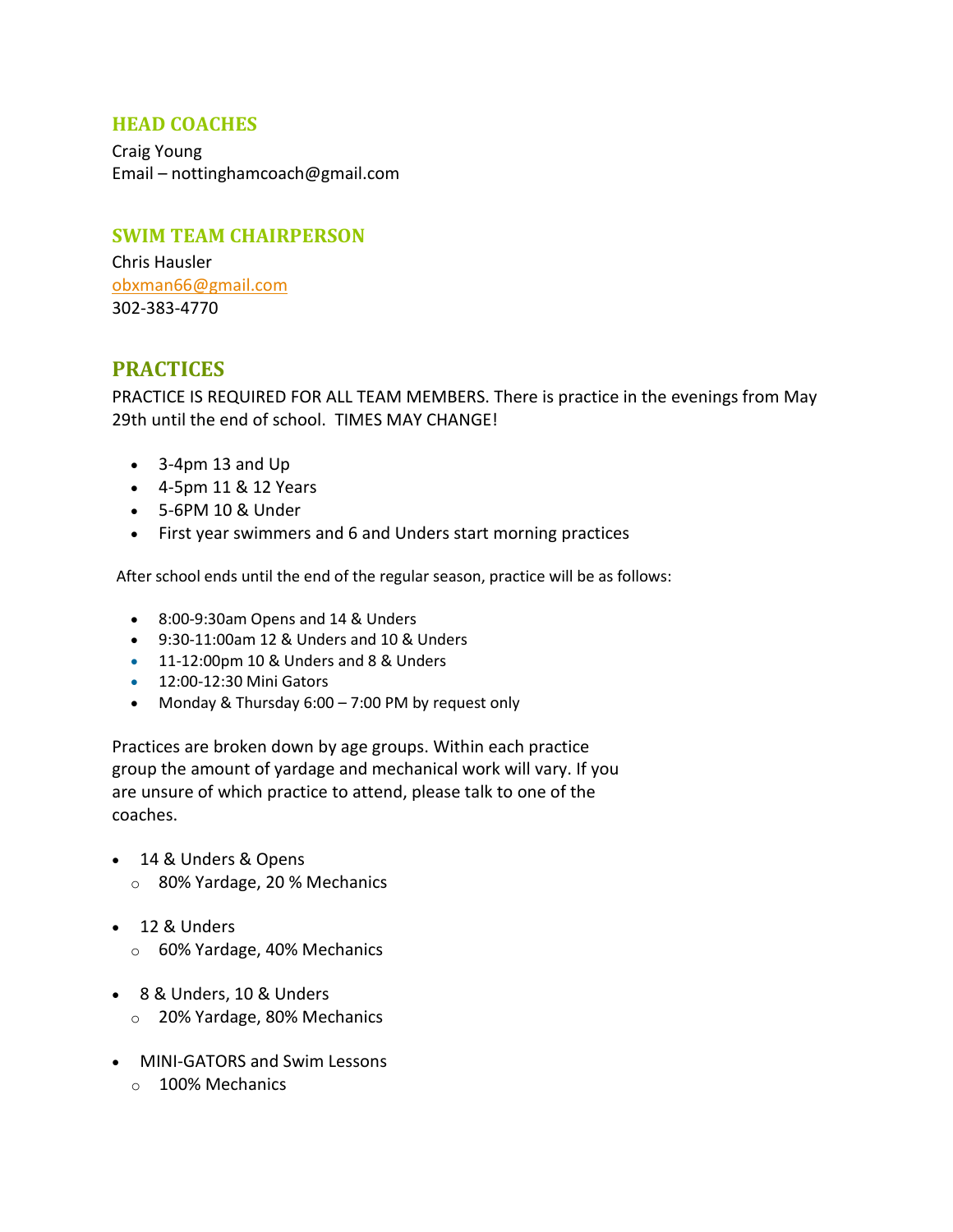## HEAD COACHES

Craig Young
Email – nottinghamcoach@gmail.com

## SWIM TEAM CHAIRPERSON

Chris Hausler
obxman66@gmail.com
302-383-4770

## PRACTICES

PRACTICE IS REQUIRED FOR ALL TEAM MEMBERS. There is practice in the evenings from May 29th until the end of school. TIMES MAY CHANGE!

- 3-4pm 13 and Up
- 4-5pm 11 & 12 Years
- 5-6PM 10 & Under
- First year swimmers and 6 and Unders start morning practices

After school ends until the end of the regular season, practice will be as follows:

- 8:00-9:30am Opens and 14 & Unders
- 9:30-11:00am 12 & Unders and 10 & Unders
- 11-12:00pm 10 & Unders and 8 & Unders
- 12:00-12:30 Mini Gators
- Monday & Thursday 6:00 – 7:00 PM by request only

Practices are broken down by age groups. Within each practice group the amount of yardage and mechanical work will vary. If you are unsure of which practice to attend, please talk to one of the coaches.

- 14 & Unders & Opens
  - 80% Yardage, 20 % Mechanics
- 12 & Unders
  - 60% Yardage, 40% Mechanics
- 8 & Unders, 10 & Unders
  - 20% Yardage, 80% Mechanics
- MINI-GATORS and Swim Lessons
  - 100% Mechanics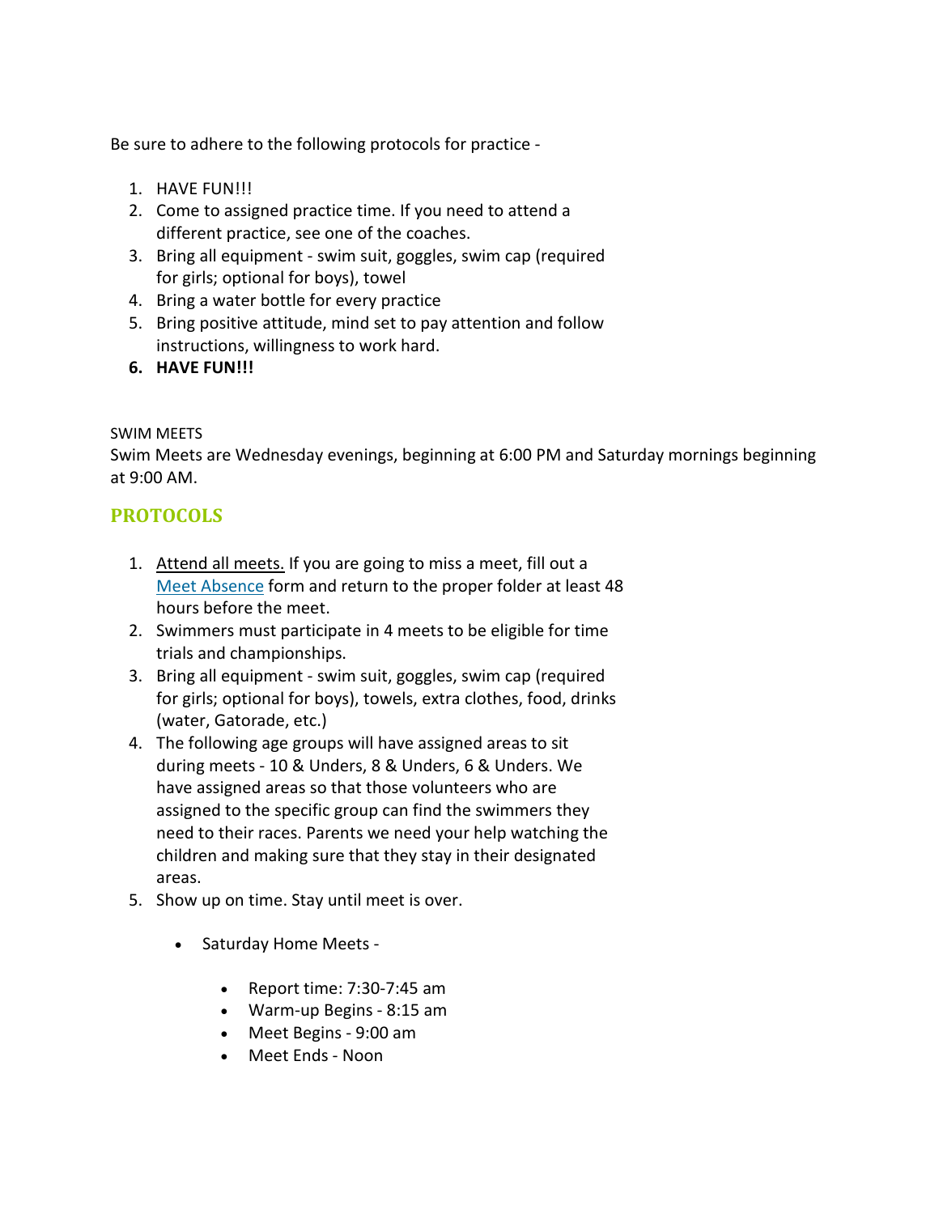Be sure to adhere to the following protocols for practice -

1. HAVE FUN!!!
2. Come to assigned practice time. If you need to attend a different practice, see one of the coaches.
3. Bring all equipment - swim suit, goggles, swim cap (required for girls; optional for boys), towel
4. Bring a water bottle for every practice
5. Bring positive attitude, mind set to pay attention and follow instructions, willingness to work hard.
6. **HAVE FUN!!!**

SWIM MEETS

Swim Meets are Wednesday evenings, beginning at 6:00 PM and Saturday mornings beginning at 9:00 AM.

## PROTOCOLS

1. Attend all meets. If you are going to miss a meet, fill out a Meet Absence form and return to the proper folder at least 48 hours before the meet.
2. Swimmers must participate in 4 meets to be eligible for time trials and championships.
3. Bring all equipment - swim suit, goggles, swim cap (required for girls; optional for boys), towels, extra clothes, food, drinks (water, Gatorade, etc.)
4. The following age groups will have assigned areas to sit during meets - 10 & Unders, 8 & Unders, 6 & Unders. We have assigned areas so that those volunteers who are assigned to the specific group can find the swimmers they need to their races. Parents we need your help watching the children and making sure that they stay in their designated areas.
5. Show up on time. Stay until meet is over.
   - Saturday Home Meets -
     - Report time: 7:30-7:45 am
     - Warm-up Begins - 8:15 am
     - Meet Begins - 9:00 am
     - Meet Ends - Noon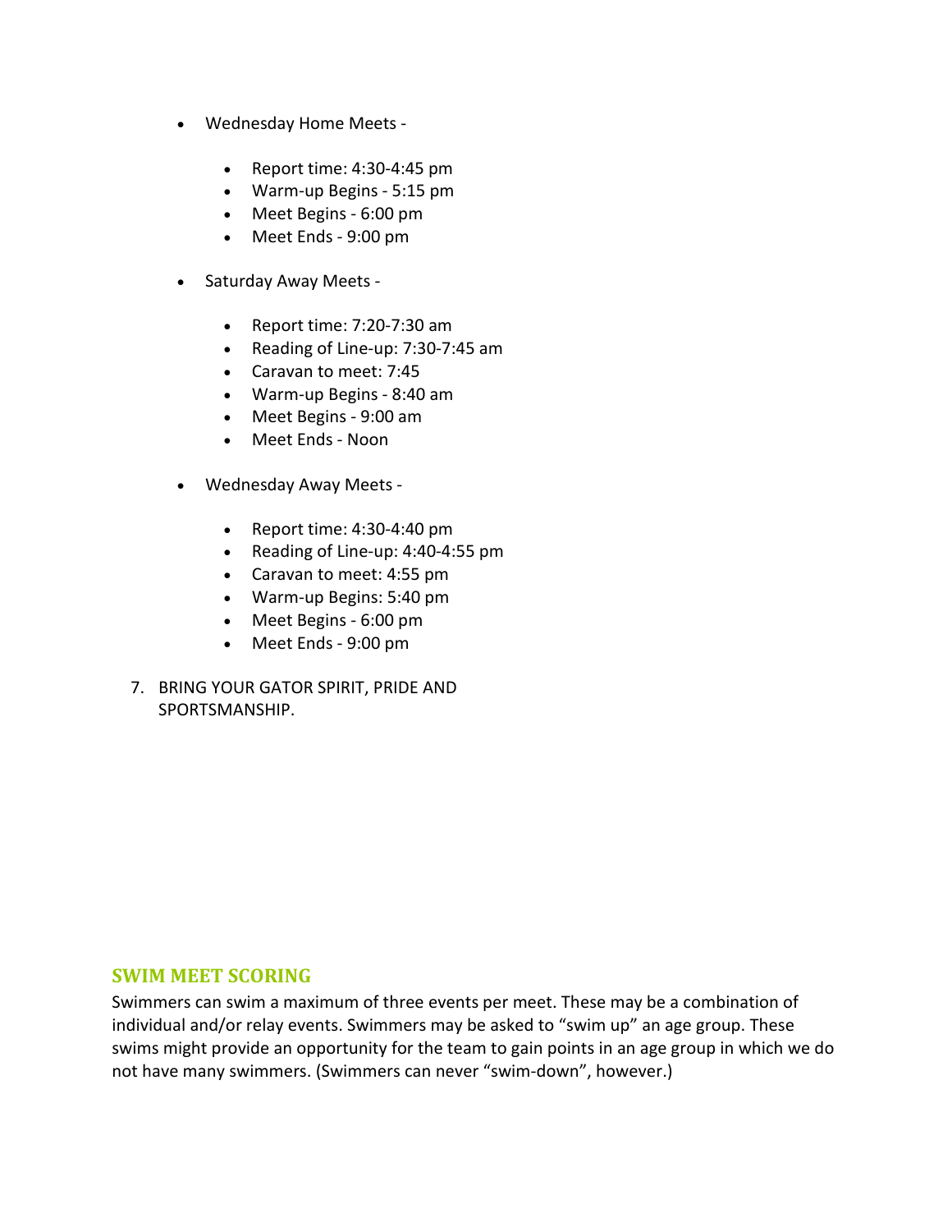- Wednesday Home Meets -
    - Report time: 4:30-4:45 pm
    - Warm-up Begins - 5:15 pm
    - Meet Begins - 6:00 pm
    - Meet Ends - 9:00 pm
- Saturday Away Meets -
    - Report time: 7:20-7:30 am
    - Reading of Line-up: 7:30-7:45 am
    - Caravan to meet: 7:45
    - Warm-up Begins - 8:40 am
    - Meet Begins - 9:00 am
    - Meet Ends - Noon
- Wednesday Away Meets -
    - Report time: 4:30-4:40 pm
    - Reading of Line-up: 4:40-4:55 pm
    - Caravan to meet: 4:55 pm
    - Warm-up Begins: 5:40 pm
    - Meet Begins - 6:00 pm
    - Meet Ends - 9:00 pm

7. BRING YOUR GATOR SPIRIT, PRIDE AND SPORTSMANSHIP.

## SWIM MEET SCORING

Swimmers can swim a maximum of three events per meet. These may be a combination of individual and/or relay events. Swimmers may be asked to "swim up" an age group. These swims might provide an opportunity for the team to gain points in an age group in which we do not have many swimmers. (Swimmers can never "swim-down", however.)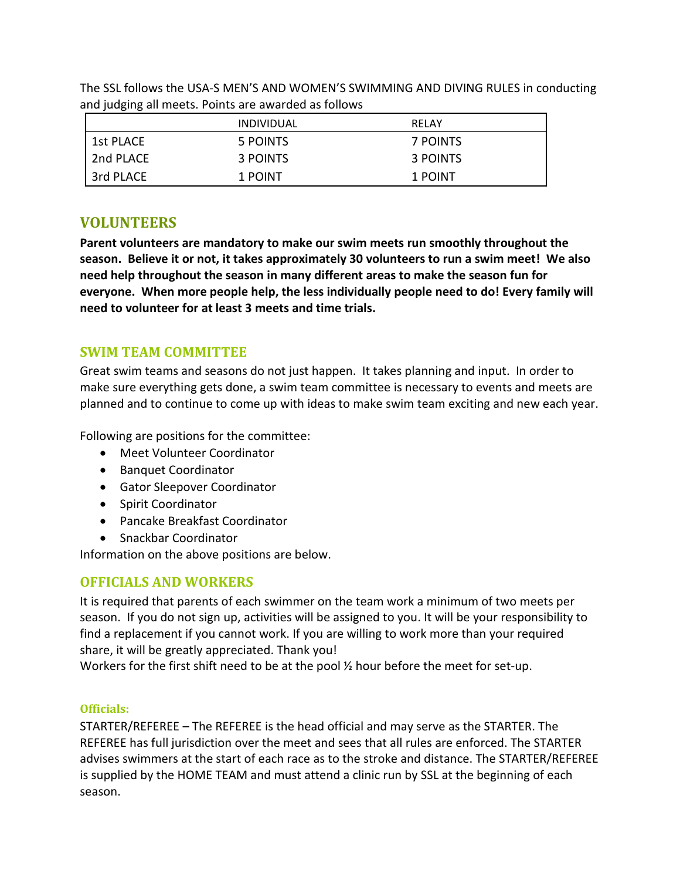The SSL follows the USA-S MEN'S AND WOMEN'S SWIMMING AND DIVING RULES in conducting and judging all meets. Points are awarded as follows

| | INDIVIDUAL | RELAY |
|---|---|---|
| 1st PLACE | 5 POINTS | 7 POINTS |
| 2nd PLACE | 3 POINTS | 3 POINTS |
| 3rd PLACE | 1 POINT | 1 POINT |

## VOLUNTEERS

**Parent volunteers are mandatory to make our swim meets run smoothly throughout the season. Believe it or not, it takes approximately 30 volunteers to run a swim meet! We also need help throughout the season in many different areas to make the season fun for everyone. When more people help, the less individually people need to do! Every family will need to volunteer for at least 3 meets and time trials.**

### SWIM TEAM COMMITTEE

Great swim teams and seasons do not just happen. It takes planning and input. In order to make sure everything gets done, a swim team committee is necessary to events and meets are planned and to continue to come up with ideas to make swim team exciting and new each year.

Following are positions for the committee:

- Meet Volunteer Coordinator
- Banquet Coordinator
- Gator Sleepover Coordinator
- Spirit Coordinator
- Pancake Breakfast Coordinator
- Snackbar Coordinator

Information on the above positions are below.

### OFFICIALS AND WORKERS

It is required that parents of each swimmer on the team work a minimum of two meets per season. If you do not sign up, activities will be assigned to you. It will be your responsibility to find a replacement if you cannot work. If you are willing to work more than your required share, it will be greatly appreciated. Thank you!
Workers for the first shift need to be at the pool ½ hour before the meet for set-up.

#### Officials:

STARTER/REFEREE – The REFEREE is the head official and may serve as the STARTER. The REFEREE has full jurisdiction over the meet and sees that all rules are enforced. The STARTER advises swimmers at the start of each race as to the stroke and distance. The STARTER/REFEREE is supplied by the HOME TEAM and must attend a clinic run by SSL at the beginning of each season.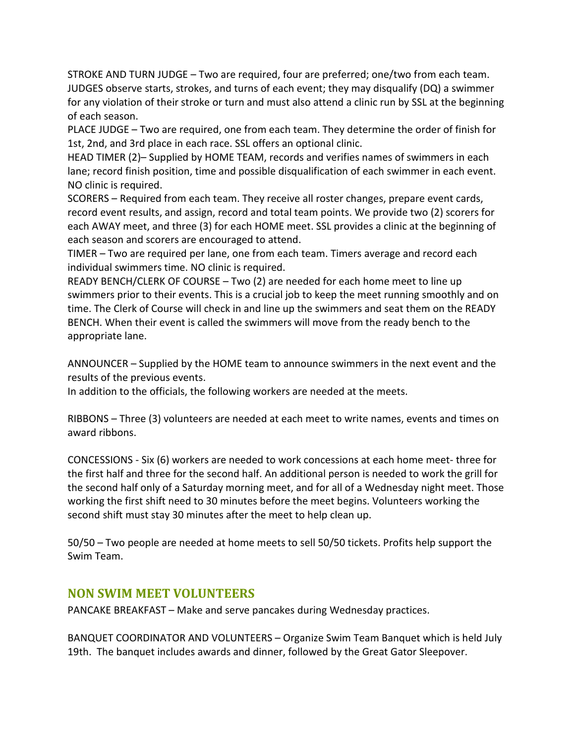STROKE AND TURN JUDGE – Two are required, four are preferred; one/two from each team. JUDGES observe starts, strokes, and turns of each event; they may disqualify (DQ) a swimmer for any violation of their stroke or turn and must also attend a clinic run by SSL at the beginning of each season.

PLACE JUDGE – Two are required, one from each team. They determine the order of finish for 1st, 2nd, and 3rd place in each race. SSL offers an optional clinic.

HEAD TIMER (2)– Supplied by HOME TEAM, records and verifies names of swimmers in each lane; record finish position, time and possible disqualification of each swimmer in each event. NO clinic is required.

SCORERS – Required from each team. They receive all roster changes, prepare event cards, record event results, and assign, record and total team points. We provide two (2) scorers for each AWAY meet, and three (3) for each HOME meet. SSL provides a clinic at the beginning of each season and scorers are encouraged to attend.

TIMER – Two are required per lane, one from each team. Timers average and record each individual swimmers time. NO clinic is required.

READY BENCH/CLERK OF COURSE – Two (2) are needed for each home meet to line up swimmers prior to their events. This is a crucial job to keep the meet running smoothly and on time. The Clerk of Course will check in and line up the swimmers and seat them on the READY BENCH. When their event is called the swimmers will move from the ready bench to the appropriate lane.

ANNOUNCER – Supplied by the HOME team to announce swimmers in the next event and the results of the previous events.

In addition to the officials, the following workers are needed at the meets.

RIBBONS – Three (3) volunteers are needed at each meet to write names, events and times on award ribbons.

CONCESSIONS - Six (6) workers are needed to work concessions at each home meet- three for the first half and three for the second half. An additional person is needed to work the grill for the second half only of a Saturday morning meet, and for all of a Wednesday night meet. Those working the first shift need to 30 minutes before the meet begins. Volunteers working the second shift must stay 30 minutes after the meet to help clean up.

50/50 – Two people are needed at home meets to sell 50/50 tickets. Profits help support the Swim Team.

## NON SWIM MEET VOLUNTEERS

PANCAKE BREAKFAST – Make and serve pancakes during Wednesday practices.

BANQUET COORDINATOR AND VOLUNTEERS – Organize Swim Team Banquet which is held July 19th. The banquet includes awards and dinner, followed by the Great Gator Sleepover.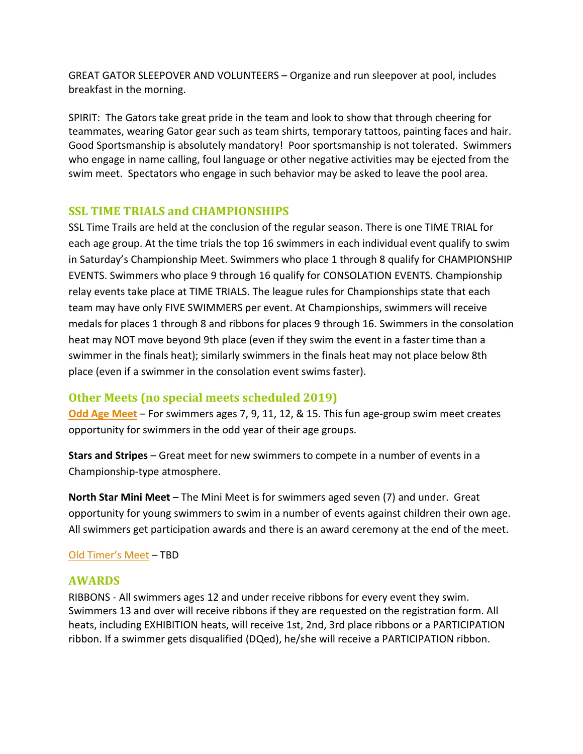GREAT GATOR SLEEPOVER AND VOLUNTEERS – Organize and run sleepover at pool, includes breakfast in the morning.

SPIRIT: The Gators take great pride in the team and look to show that through cheering for teammates, wearing Gator gear such as team shirts, temporary tattoos, painting faces and hair. Good Sportsmanship is absolutely mandatory! Poor sportsmanship is not tolerated. Swimmers who engage in name calling, foul language or other negative activities may be ejected from the swim meet. Spectators who engage in such behavior may be asked to leave the pool area.

## SSL TIME TRIALS and CHAMPIONSHIPS

SSL Time Trails are held at the conclusion of the regular season. There is one TIME TRIAL for each age group. At the time trials the top 16 swimmers in each individual event qualify to swim in Saturday's Championship Meet. Swimmers who place 1 through 8 qualify for CHAMPIONSHIP EVENTS. Swimmers who place 9 through 16 qualify for CONSOLATION EVENTS. Championship relay events take place at TIME TRIALS. The league rules for Championships state that each team may have only FIVE SWIMMERS per event. At Championships, swimmers will receive medals for places 1 through 8 and ribbons for places 9 through 16. Swimmers in the consolation heat may NOT move beyond 9th place (even if they swim the event in a faster time than a swimmer in the finals heat); similarly swimmers in the finals heat may not place below 8th place (even if a swimmer in the consolation event swims faster).

## Other Meets (no special meets scheduled 2019)

**Odd Age Meet** – For swimmers ages 7, 9, 11, 12, & 15. This fun age-group swim meet creates opportunity for swimmers in the odd year of their age groups.

**Stars and Stripes** – Great meet for new swimmers to compete in a number of events in a Championship-type atmosphere.

**North Star Mini Meet** – The Mini Meet is for swimmers aged seven (7) and under. Great opportunity for young swimmers to swim in a number of events against children their own age. All swimmers get participation awards and there is an award ceremony at the end of the meet.

Old Timer's Meet – TBD

## AWARDS

RIBBONS - All swimmers ages 12 and under receive ribbons for every event they swim. Swimmers 13 and over will receive ribbons if they are requested on the registration form. All heats, including EXHIBITION heats, will receive 1st, 2nd, 3rd place ribbons or a PARTICIPATION ribbon. If a swimmer gets disqualified (DQed), he/she will receive a PARTICIPATION ribbon.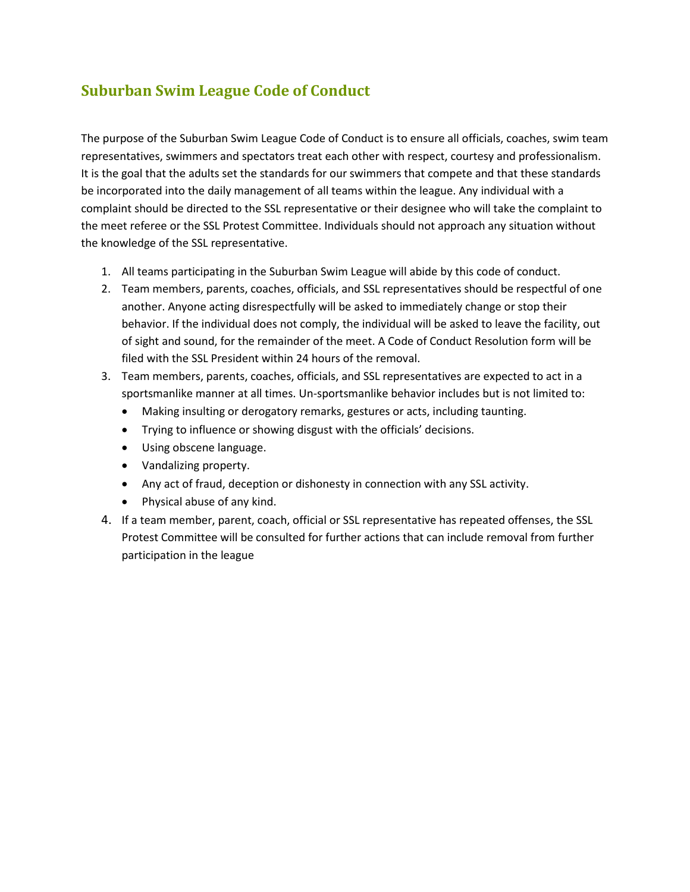## Suburban Swim League Code of Conduct

The purpose of the Suburban Swim League Code of Conduct is to ensure all officials, coaches, swim team representatives, swimmers and spectators treat each other with respect, courtesy and professionalism. It is the goal that the adults set the standards for our swimmers that compete and that these standards be incorporated into the daily management of all teams within the league. Any individual with a complaint should be directed to the SSL representative or their designee who will take the complaint to the meet referee or the SSL Protest Committee. Individuals should not approach any situation without the knowledge of the SSL representative.

1. All teams participating in the Suburban Swim League will abide by this code of conduct.
2. Team members, parents, coaches, officials, and SSL representatives should be respectful of one another. Anyone acting disrespectfully will be asked to immediately change or stop their behavior. If the individual does not comply, the individual will be asked to leave the facility, out of sight and sound, for the remainder of the meet. A Code of Conduct Resolution form will be filed with the SSL President within 24 hours of the removal.
3. Team members, parents, coaches, officials, and SSL representatives are expected to act in a sportsmanlike manner at all times. Un-sportsmanlike behavior includes but is not limited to:
   - Making insulting or derogatory remarks, gestures or acts, including taunting.
   - Trying to influence or showing disgust with the officials' decisions.
   - Using obscene language.
   - Vandalizing property.
   - Any act of fraud, deception or dishonesty in connection with any SSL activity.
   - Physical abuse of any kind.
4. If a team member, parent, coach, official or SSL representative has repeated offenses, the SSL Protest Committee will be consulted for further actions that can include removal from further participation in the league